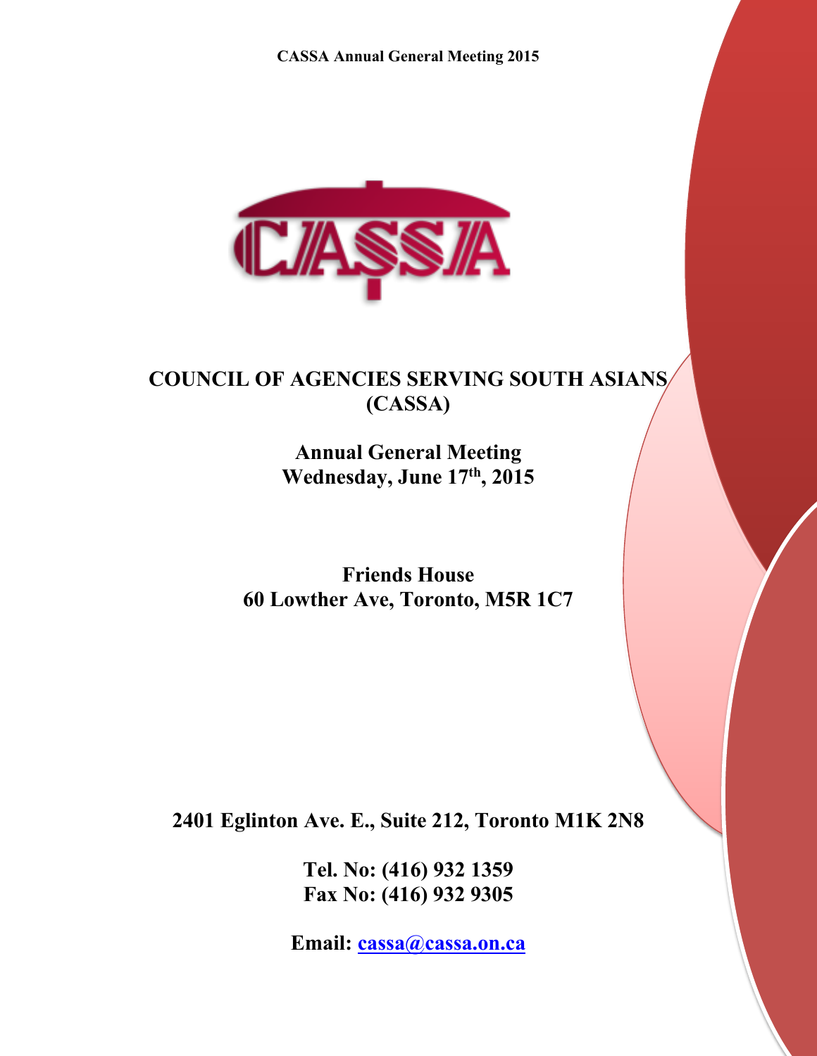# COUNCIL OF AGENCIES SERVING SOUTH ASIANS (CASSA)

## Annual General Meeting
**Wednesday, June 17th, 2015**

**Friends House**
**60 Lowther Ave, Toronto, M5R 1C7**

**2401 Eglinton Ave. E., Suite 212, Toronto M1K 2N8**

**Tel. No: (416) 932 1359**
**Fax No: (416) 932 9305**

**Email: cassa@cassa.on.ca**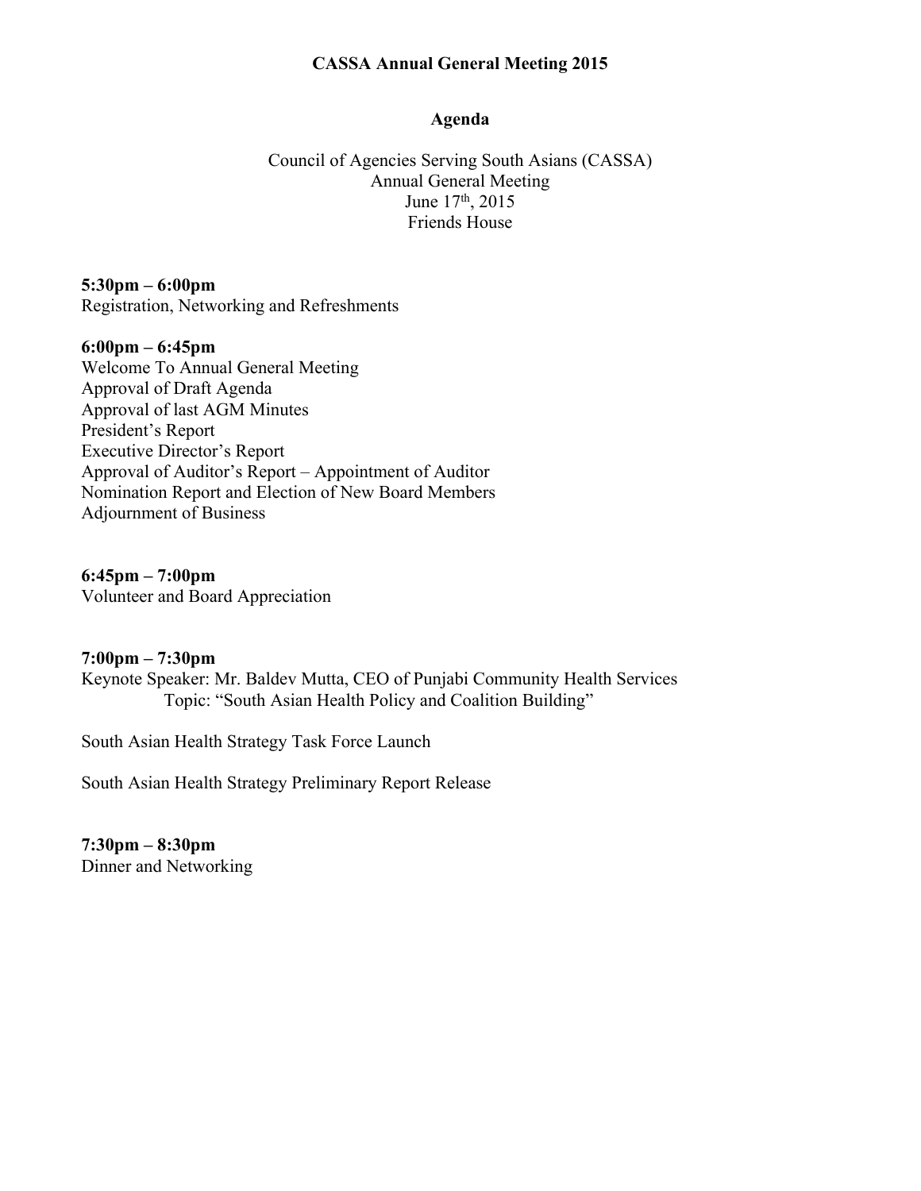# CASSA Annual General Meeting 2015

## Agenda

Council of Agencies Serving South Asians (CASSA)
Annual General Meeting
June 17th, 2015
Friends House

**5:30pm – 6:00pm**
Registration, Networking and Refreshments

**6:00pm – 6:45pm**
Welcome To Annual General Meeting
Approval of Draft Agenda
Approval of last AGM Minutes
President's Report
Executive Director's Report
Approval of Auditor's Report – Appointment of Auditor
Nomination Report and Election of New Board Members
Adjournment of Business

**6:45pm – 7:00pm**
Volunteer and Board Appreciation

**7:00pm – 7:30pm**
Keynote Speaker: Mr. Baldev Mutta, CEO of Punjabi Community Health Services
Topic: "South Asian Health Policy and Coalition Building"

South Asian Health Strategy Task Force Launch

South Asian Health Strategy Preliminary Report Release

**7:30pm – 8:30pm**
Dinner and Networking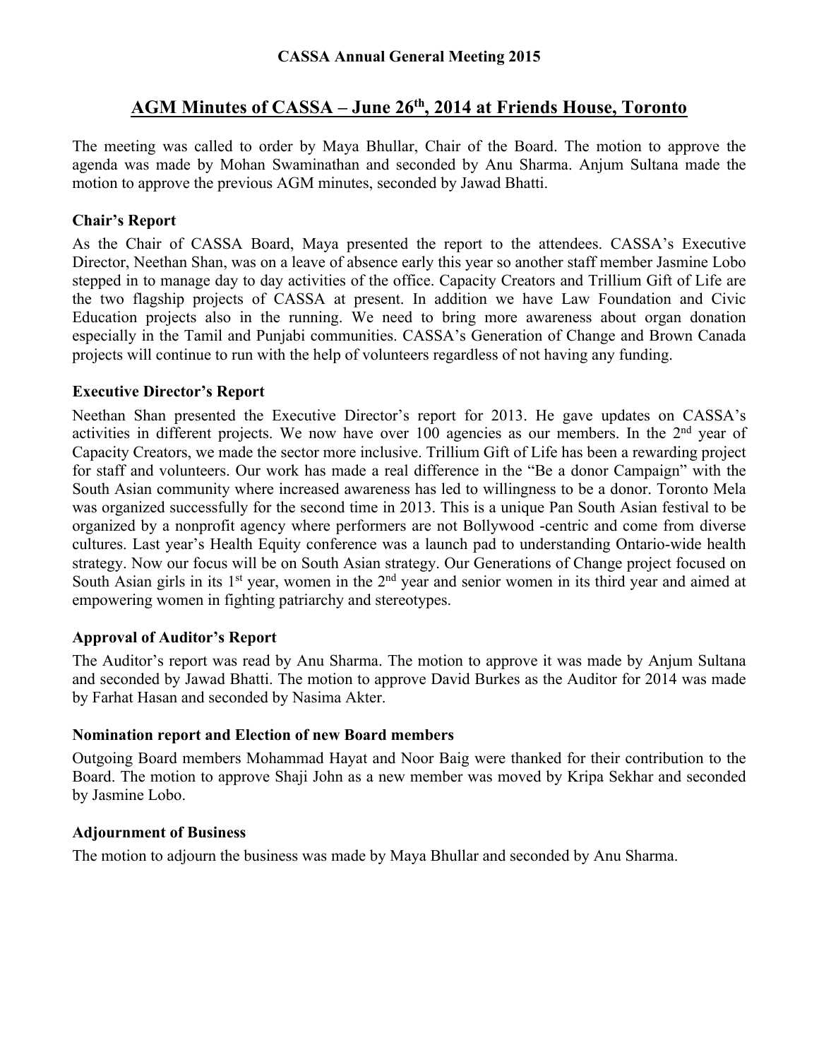**CASSA Annual General Meeting 2015**

# AGM Minutes of CASSA – June 26th, 2014 at Friends House, Toronto

The meeting was called to order by Maya Bhullar, Chair of the Board. The motion to approve the agenda was made by Mohan Swaminathan and seconded by Anu Sharma. Anjum Sultana made the motion to approve the previous AGM minutes, seconded by Jawad Bhatti.

### Chair's Report

As the Chair of CASSA Board, Maya presented the report to the attendees. CASSA's Executive Director, Neethan Shan, was on a leave of absence early this year so another staff member Jasmine Lobo stepped in to manage day to day activities of the office. Capacity Creators and Trillium Gift of Life are the two flagship projects of CASSA at present. In addition we have Law Foundation and Civic Education projects also in the running. We need to bring more awareness about organ donation especially in the Tamil and Punjabi communities. CASSA's Generation of Change and Brown Canada projects will continue to run with the help of volunteers regardless of not having any funding.

### Executive Director's Report

Neethan Shan presented the Executive Director's report for 2013. He gave updates on CASSA's activities in different projects. We now have over 100 agencies as our members. In the 2nd year of Capacity Creators, we made the sector more inclusive. Trillium Gift of Life has been a rewarding project for staff and volunteers. Our work has made a real difference in the "Be a donor Campaign" with the South Asian community where increased awareness has led to willingness to be a donor. Toronto Mela was organized successfully for the second time in 2013. This is a unique Pan South Asian festival to be organized by a nonprofit agency where performers are not Bollywood -centric and come from diverse cultures. Last year's Health Equity conference was a launch pad to understanding Ontario-wide health strategy. Now our focus will be on South Asian strategy. Our Generations of Change project focused on South Asian girls in its 1st year, women in the 2nd year and senior women in its third year and aimed at empowering women in fighting patriarchy and stereotypes.

### Approval of Auditor's Report

The Auditor's report was read by Anu Sharma. The motion to approve it was made by Anjum Sultana and seconded by Jawad Bhatti. The motion to approve David Burkes as the Auditor for 2014 was made by Farhat Hasan and seconded by Nasima Akter.

### Nomination report and Election of new Board members

Outgoing Board members Mohammad Hayat and Noor Baig were thanked for their contribution to the Board. The motion to approve Shaji John as a new member was moved by Kripa Sekhar and seconded by Jasmine Lobo.

### Adjournment of Business

The motion to adjourn the business was made by Maya Bhullar and seconded by Anu Sharma.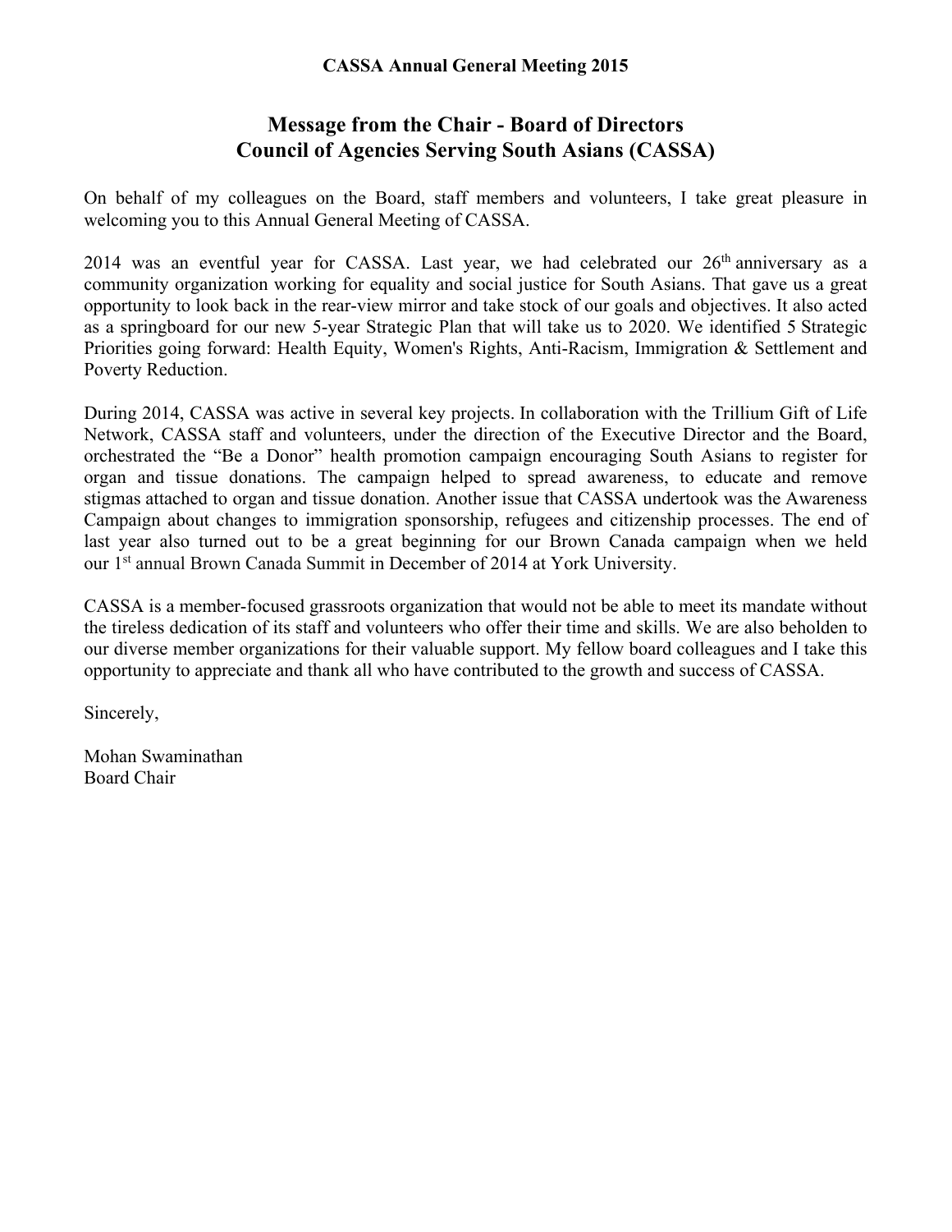**CASSA Annual General Meeting 2015**

# Message from the Chair - Board of Directors
# Council of Agencies Serving South Asians (CASSA)

On behalf of my colleagues on the Board, staff members and volunteers, I take great pleasure in welcoming you to this Annual General Meeting of CASSA.

2014 was an eventful year for CASSA. Last year, we had celebrated our 26th anniversary as a community organization working for equality and social justice for South Asians. That gave us a great opportunity to look back in the rear-view mirror and take stock of our goals and objectives. It also acted as a springboard for our new 5-year Strategic Plan that will take us to 2020. We identified 5 Strategic Priorities going forward: Health Equity, Women's Rights, Anti-Racism, Immigration & Settlement and Poverty Reduction.

During 2014, CASSA was active in several key projects. In collaboration with the Trillium Gift of Life Network, CASSA staff and volunteers, under the direction of the Executive Director and the Board, orchestrated the "Be a Donor" health promotion campaign encouraging South Asians to register for organ and tissue donations. The campaign helped to spread awareness, to educate and remove stigmas attached to organ and tissue donation. Another issue that CASSA undertook was the Awareness Campaign about changes to immigration sponsorship, refugees and citizenship processes. The end of last year also turned out to be a great beginning for our Brown Canada campaign when we held our 1st annual Brown Canada Summit in December of 2014 at York University.

CASSA is a member-focused grassroots organization that would not be able to meet its mandate without the tireless dedication of its staff and volunteers who offer their time and skills. We are also beholden to our diverse member organizations for their valuable support. My fellow board colleagues and I take this opportunity to appreciate and thank all who have contributed to the growth and success of CASSA.

Sincerely,

Mohan Swaminathan
Board Chair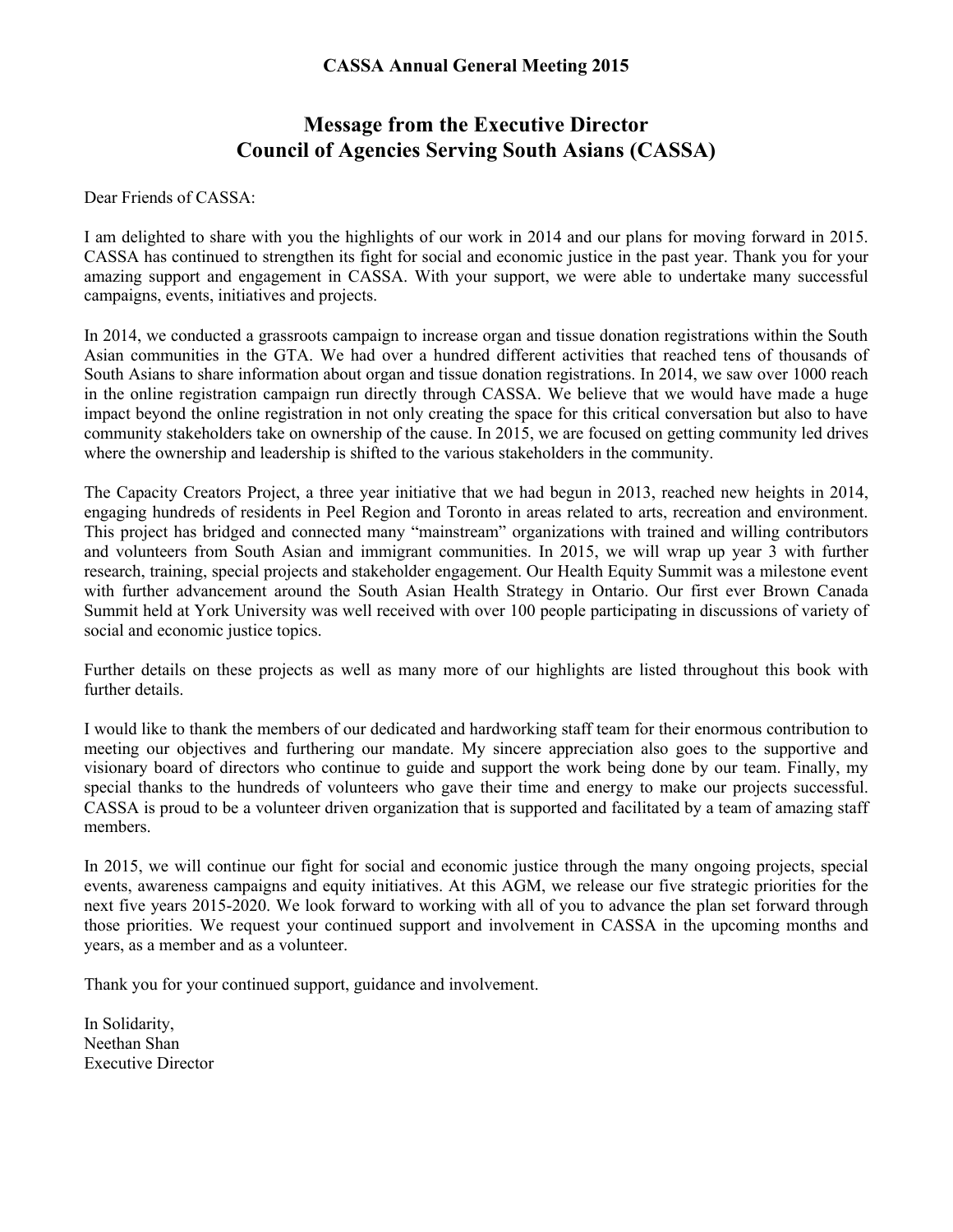**CASSA Annual General Meeting 2015**

# Message from the Executive Director
# Council of Agencies Serving South Asians (CASSA)

Dear Friends of CASSA:

I am delighted to share with you the highlights of our work in 2014 and our plans for moving forward in 2015. CASSA has continued to strengthen its fight for social and economic justice in the past year. Thank you for your amazing support and engagement in CASSA. With your support, we were able to undertake many successful campaigns, events, initiatives and projects.

In 2014, we conducted a grassroots campaign to increase organ and tissue donation registrations within the South Asian communities in the GTA. We had over a hundred different activities that reached tens of thousands of South Asians to share information about organ and tissue donation registrations. In 2014, we saw over 1000 reach in the online registration campaign run directly through CASSA. We believe that we would have made a huge impact beyond the online registration in not only creating the space for this critical conversation but also to have community stakeholders take on ownership of the cause. In 2015, we are focused on getting community led drives where the ownership and leadership is shifted to the various stakeholders in the community.

The Capacity Creators Project, a three year initiative that we had begun in 2013, reached new heights in 2014, engaging hundreds of residents in Peel Region and Toronto in areas related to arts, recreation and environment. This project has bridged and connected many "mainstream" organizations with trained and willing contributors and volunteers from South Asian and immigrant communities. In 2015, we will wrap up year 3 with further research, training, special projects and stakeholder engagement. Our Health Equity Summit was a milestone event with further advancement around the South Asian Health Strategy in Ontario. Our first ever Brown Canada Summit held at York University was well received with over 100 people participating in discussions of variety of social and economic justice topics.

Further details on these projects as well as many more of our highlights are listed throughout this book with further details.

I would like to thank the members of our dedicated and hardworking staff team for their enormous contribution to meeting our objectives and furthering our mandate. My sincere appreciation also goes to the supportive and visionary board of directors who continue to guide and support the work being done by our team. Finally, my special thanks to the hundreds of volunteers who gave their time and energy to make our projects successful. CASSA is proud to be a volunteer driven organization that is supported and facilitated by a team of amazing staff members.

In 2015, we will continue our fight for social and economic justice through the many ongoing projects, special events, awareness campaigns and equity initiatives. At this AGM, we release our five strategic priorities for the next five years 2015-2020. We look forward to working with all of you to advance the plan set forward through those priorities. We request your continued support and involvement in CASSA in the upcoming months and years, as a member and as a volunteer.

Thank you for your continued support, guidance and involvement.

In Solidarity,
Neethan Shan
Executive Director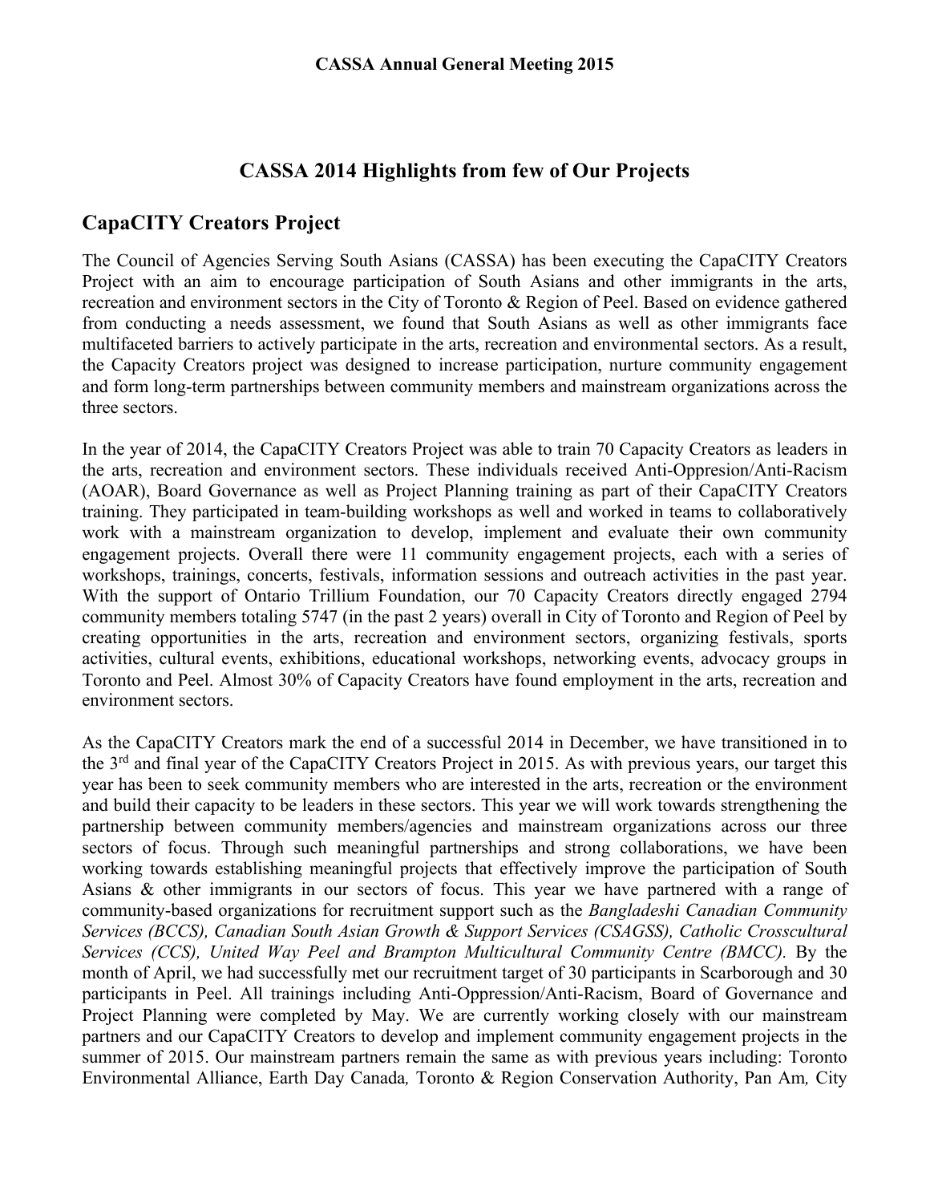**CASSA Annual General Meeting 2015**

## CASSA 2014 Highlights from few of Our Projects

### CapaCITY Creators Project

The Council of Agencies Serving South Asians (CASSA) has been executing the CapaCITY Creators Project with an aim to encourage participation of South Asians and other immigrants in the arts, recreation and environment sectors in the City of Toronto & Region of Peel. Based on evidence gathered from conducting a needs assessment, we found that South Asians as well as other immigrants face multifaceted barriers to actively participate in the arts, recreation and environmental sectors. As a result, the Capacity Creators project was designed to increase participation, nurture community engagement and form long-term partnerships between community members and mainstream organizations across the three sectors.

In the year of 2014, the CapaCITY Creators Project was able to train 70 Capacity Creators as leaders in the arts, recreation and environment sectors. These individuals received Anti-Oppresion/Anti-Racism (AOAR), Board Governance as well as Project Planning training as part of their CapaCITY Creators training. They participated in team-building workshops as well and worked in teams to collaboratively work with a mainstream organization to develop, implement and evaluate their own community engagement projects. Overall there were 11 community engagement projects, each with a series of workshops, trainings, concerts, festivals, information sessions and outreach activities in the past year. With the support of Ontario Trillium Foundation, our 70 Capacity Creators directly engaged 2794 community members totaling 5747 (in the past 2 years) overall in City of Toronto and Region of Peel by creating opportunities in the arts, recreation and environment sectors, organizing festivals, sports activities, cultural events, exhibitions, educational workshops, networking events, advocacy groups in Toronto and Peel. Almost 30% of Capacity Creators have found employment in the arts, recreation and environment sectors.

As the CapaCITY Creators mark the end of a successful 2014 in December, we have transitioned in to the 3rd and final year of the CapaCITY Creators Project in 2015. As with previous years, our target this year has been to seek community members who are interested in the arts, recreation or the environment and build their capacity to be leaders in these sectors. This year we will work towards strengthening the partnership between community members/agencies and mainstream organizations across our three sectors of focus. Through such meaningful partnerships and strong collaborations, we have been working towards establishing meaningful projects that effectively improve the participation of South Asians & other immigrants in our sectors of focus. This year we have partnered with a range of community-based organizations for recruitment support such as the *Bangladeshi Canadian Community Services (BCCS), Canadian South Asian Growth & Support Services (CSAGSS), Catholic Crosscultural Services (CCS), United Way Peel and Brampton Multicultural Community Centre (BMCC).* By the month of April, we had successfully met our recruitment target of 30 participants in Scarborough and 30 participants in Peel. All trainings including Anti-Oppression/Anti-Racism, Board of Governance and Project Planning were completed by May. We are currently working closely with our mainstream partners and our CapaCITY Creators to develop and implement community engagement projects in the summer of 2015. Our mainstream partners remain the same as with previous years including: Toronto Environmental Alliance, Earth Day Canada*,* Toronto & Region Conservation Authority, Pan Am*,* City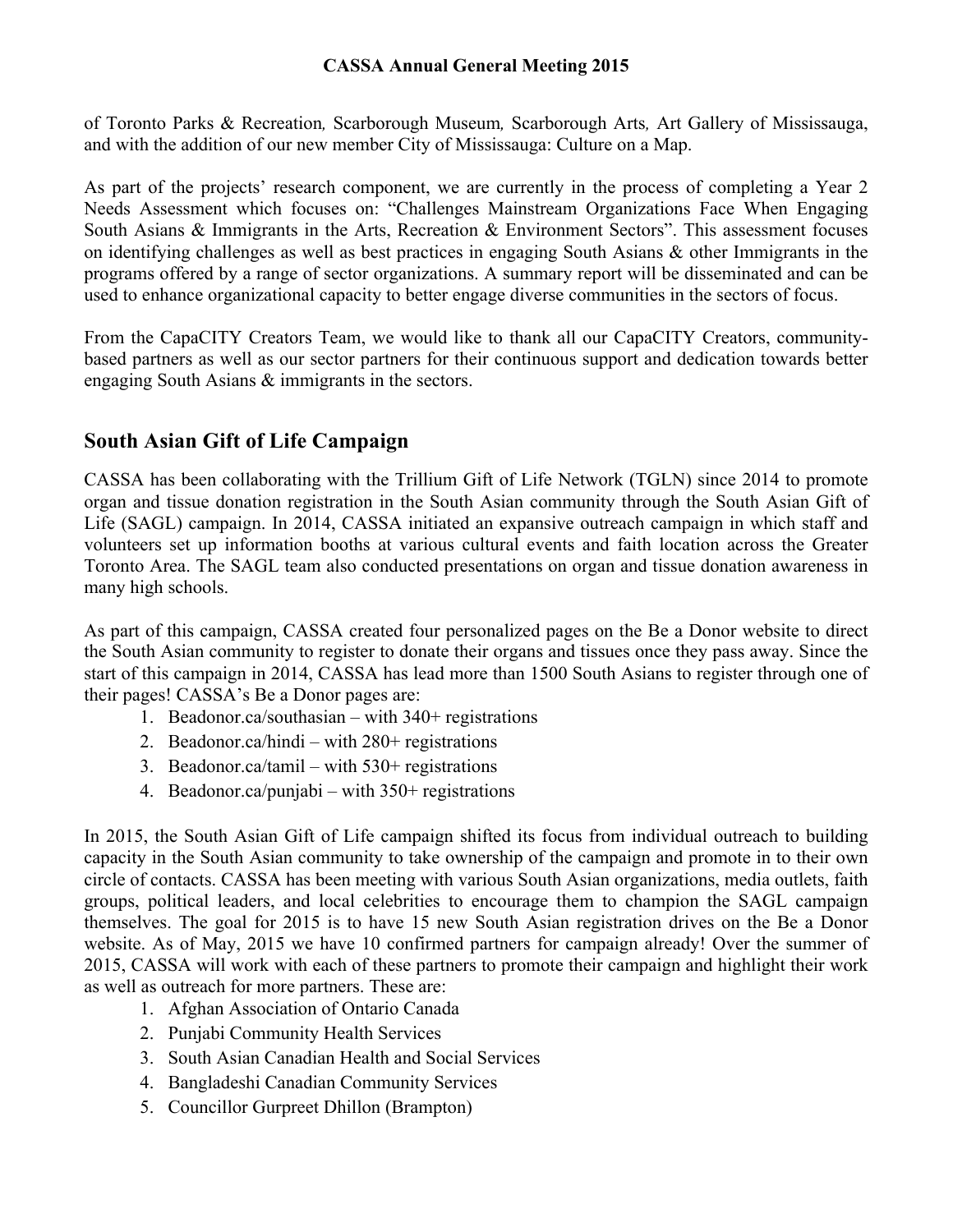of Toronto Parks & Recreation, Scarborough Museum, Scarborough Arts, Art Gallery of Mississauga, and with the addition of our new member City of Mississauga: Culture on a Map.

As part of the projects' research component, we are currently in the process of completing a Year 2 Needs Assessment which focuses on: "Challenges Mainstream Organizations Face When Engaging South Asians & Immigrants in the Arts, Recreation & Environment Sectors". This assessment focuses on identifying challenges as well as best practices in engaging South Asians & other Immigrants in the programs offered by a range of sector organizations. A summary report will be disseminated and can be used to enhance organizational capacity to better engage diverse communities in the sectors of focus.

From the CapaCITY Creators Team, we would like to thank all our CapaCITY Creators, community-based partners as well as our sector partners for their continuous support and dedication towards better engaging South Asians & immigrants in the sectors.

## South Asian Gift of Life Campaign

CASSA has been collaborating with the Trillium Gift of Life Network (TGLN) since 2014 to promote organ and tissue donation registration in the South Asian community through the South Asian Gift of Life (SAGL) campaign. In 2014, CASSA initiated an expansive outreach campaign in which staff and volunteers set up information booths at various cultural events and faith location across the Greater Toronto Area. The SAGL team also conducted presentations on organ and tissue donation awareness in many high schools.

As part of this campaign, CASSA created four personalized pages on the Be a Donor website to direct the South Asian community to register to donate their organs and tissues once they pass away. Since the start of this campaign in 2014, CASSA has lead more than 1500 South Asians to register through one of their pages! CASSA's Be a Donor pages are:

1. Beadonor.ca/southasian – with 340+ registrations
2. Beadonor.ca/hindi – with 280+ registrations
3. Beadonor.ca/tamil – with 530+ registrations
4. Beadonor.ca/punjabi – with 350+ registrations

In 2015, the South Asian Gift of Life campaign shifted its focus from individual outreach to building capacity in the South Asian community to take ownership of the campaign and promote in to their own circle of contacts. CASSA has been meeting with various South Asian organizations, media outlets, faith groups, political leaders, and local celebrities to encourage them to champion the SAGL campaign themselves. The goal for 2015 is to have 15 new South Asian registration drives on the Be a Donor website. As of May, 2015 we have 10 confirmed partners for campaign already! Over the summer of 2015, CASSA will work with each of these partners to promote their campaign and highlight their work as well as outreach for more partners. These are:

1. Afghan Association of Ontario Canada
2. Punjabi Community Health Services
3. South Asian Canadian Health and Social Services
4. Bangladeshi Canadian Community Services
5. Councillor Gurpreet Dhillon (Brampton)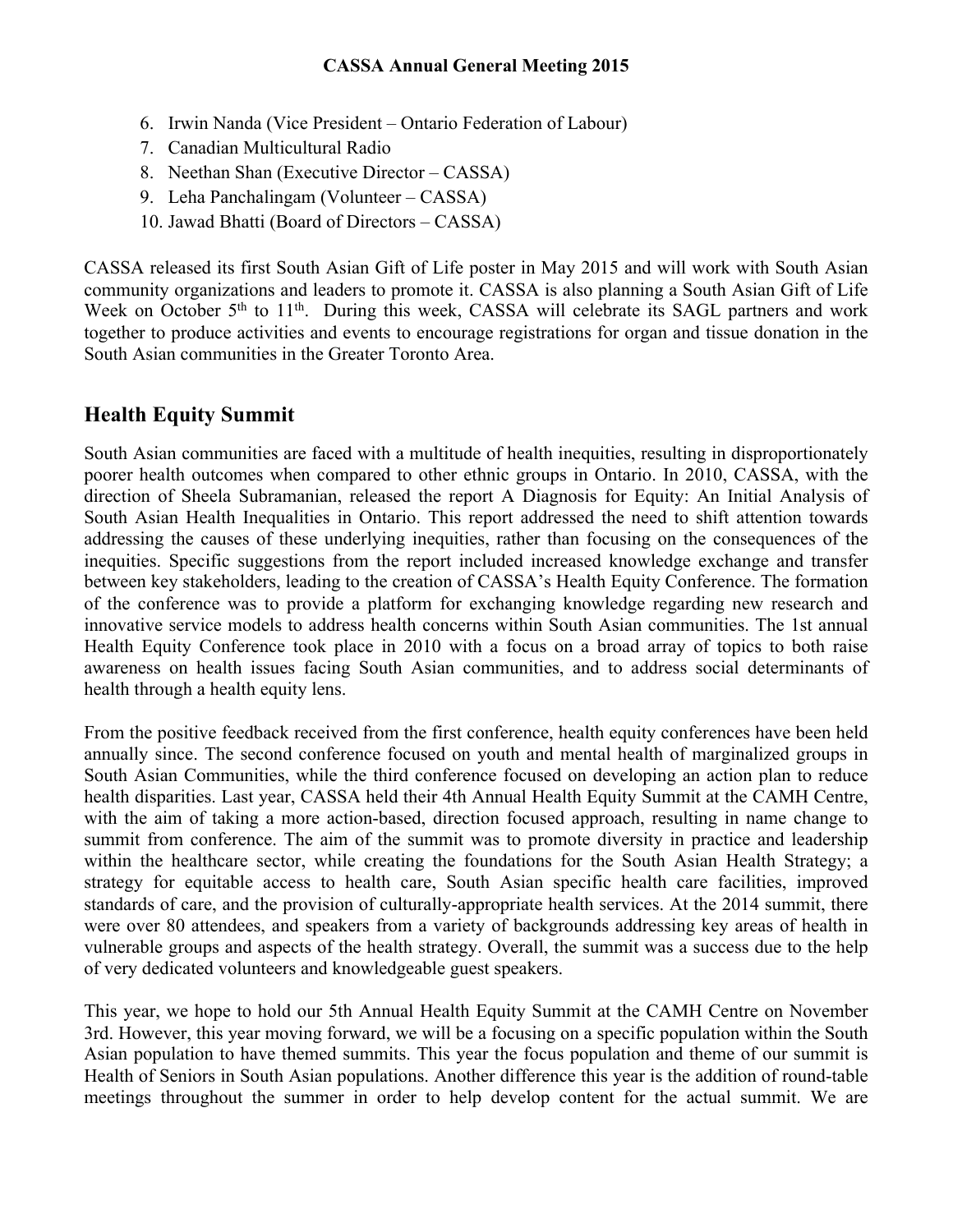6. Irwin Nanda (Vice President – Ontario Federation of Labour)
7. Canadian Multicultural Radio
8. Neethan Shan (Executive Director – CASSA)
9. Leha Panchalingam (Volunteer – CASSA)
10. Jawad Bhatti (Board of Directors – CASSA)

CASSA released its first South Asian Gift of Life poster in May 2015 and will work with South Asian community organizations and leaders to promote it. CASSA is also planning a South Asian Gift of Life Week on October 5th to 11th. During this week, CASSA will celebrate its SAGL partners and work together to produce activities and events to encourage registrations for organ and tissue donation in the South Asian communities in the Greater Toronto Area.

## Health Equity Summit

South Asian communities are faced with a multitude of health inequities, resulting in disproportionately poorer health outcomes when compared to other ethnic groups in Ontario. In 2010, CASSA, with the direction of Sheela Subramanian, released the report A Diagnosis for Equity: An Initial Analysis of South Asian Health Inequalities in Ontario. This report addressed the need to shift attention towards addressing the causes of these underlying inequities, rather than focusing on the consequences of the inequities. Specific suggestions from the report included increased knowledge exchange and transfer between key stakeholders, leading to the creation of CASSA's Health Equity Conference. The formation of the conference was to provide a platform for exchanging knowledge regarding new research and innovative service models to address health concerns within South Asian communities. The 1st annual Health Equity Conference took place in 2010 with a focus on a broad array of topics to both raise awareness on health issues facing South Asian communities, and to address social determinants of health through a health equity lens.

From the positive feedback received from the first conference, health equity conferences have been held annually since. The second conference focused on youth and mental health of marginalized groups in South Asian Communities, while the third conference focused on developing an action plan to reduce health disparities. Last year, CASSA held their 4th Annual Health Equity Summit at the CAMH Centre, with the aim of taking a more action-based, direction focused approach, resulting in name change to summit from conference. The aim of the summit was to promote diversity in practice and leadership within the healthcare sector, while creating the foundations for the South Asian Health Strategy; a strategy for equitable access to health care, South Asian specific health care facilities, improved standards of care, and the provision of culturally-appropriate health services. At the 2014 summit, there were over 80 attendees, and speakers from a variety of backgrounds addressing key areas of health in vulnerable groups and aspects of the health strategy. Overall, the summit was a success due to the help of very dedicated volunteers and knowledgeable guest speakers.

This year, we hope to hold our 5th Annual Health Equity Summit at the CAMH Centre on November 3rd. However, this year moving forward, we will be a focusing on a specific population within the South Asian population to have themed summits. This year the focus population and theme of our summit is Health of Seniors in South Asian populations. Another difference this year is the addition of round-table meetings throughout the summer in order to help develop content for the actual summit. We are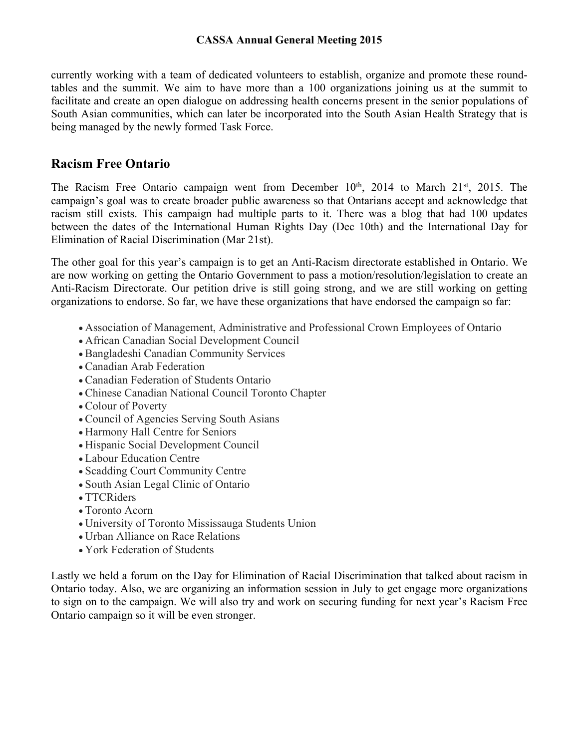currently working with a team of dedicated volunteers to establish, organize and promote these round-tables and the summit. We aim to have more than a 100 organizations joining us at the summit to facilitate and create an open dialogue on addressing health concerns present in the senior populations of South Asian communities, which can later be incorporated into the South Asian Health Strategy that is being managed by the newly formed Task Force.

## Racism Free Ontario

The Racism Free Ontario campaign went from December 10th, 2014 to March 21st, 2015. The campaign's goal was to create broader public awareness so that Ontarians accept and acknowledge that racism still exists. This campaign had multiple parts to it. There was a blog that had 100 updates between the dates of the International Human Rights Day (Dec 10th) and the International Day for Elimination of Racial Discrimination (Mar 21st).

The other goal for this year's campaign is to get an Anti-Racism directorate established in Ontario. We are now working on getting the Ontario Government to pass a motion/resolution/legislation to create an Anti-Racism Directorate. Our petition drive is still going strong, and we are still working on getting organizations to endorse. So far, we have these organizations that have endorsed the campaign so far:

- Association of Management, Administrative and Professional Crown Employees of Ontario
- African Canadian Social Development Council
- Bangladeshi Canadian Community Services
- Canadian Arab Federation
- Canadian Federation of Students Ontario
- Chinese Canadian National Council Toronto Chapter
- Colour of Poverty
- Council of Agencies Serving South Asians
- Harmony Hall Centre for Seniors
- Hispanic Social Development Council
- Labour Education Centre
- Scadding Court Community Centre
- South Asian Legal Clinic of Ontario
- TTCRiders
- Toronto Acorn
- University of Toronto Mississauga Students Union
- Urban Alliance on Race Relations
- York Federation of Students

Lastly we held a forum on the Day for Elimination of Racial Discrimination that talked about racism in Ontario today. Also, we are organizing an information session in July to get engage more organizations to sign on to the campaign. We will also try and work on securing funding for next year's Racism Free Ontario campaign so it will be even stronger.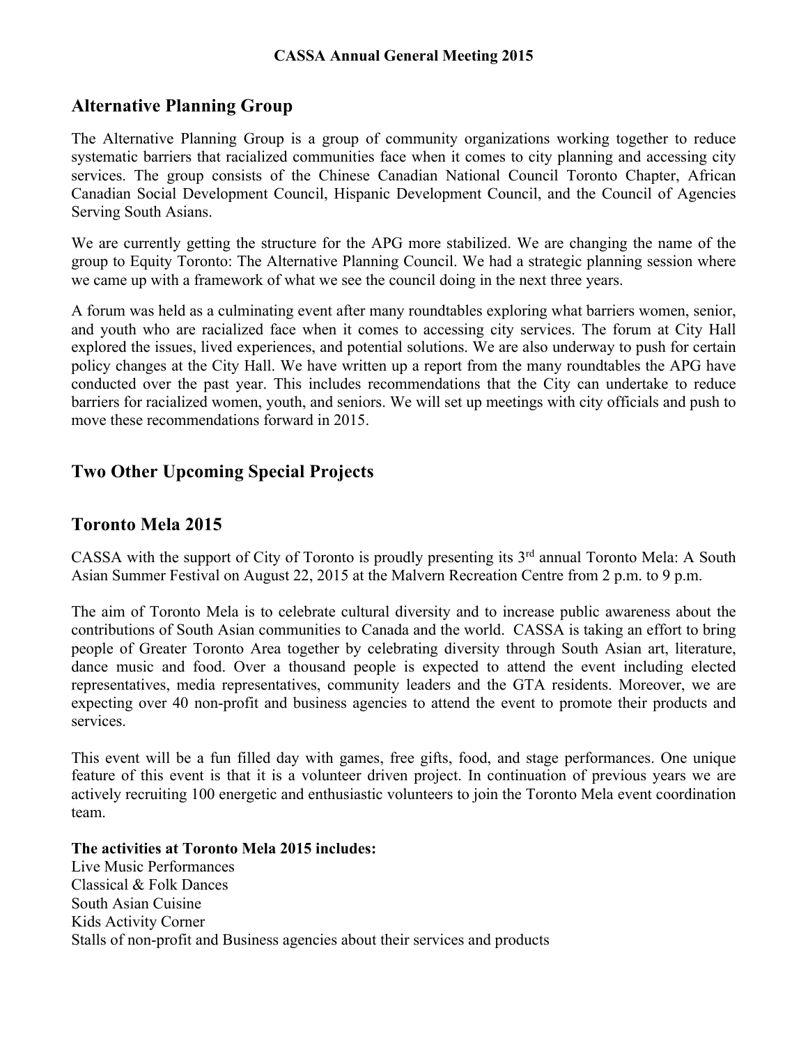## Alternative Planning Group

The Alternative Planning Group is a group of community organizations working together to reduce systematic barriers that racialized communities face when it comes to city planning and accessing city services. The group consists of the Chinese Canadian National Council Toronto Chapter, African Canadian Social Development Council, Hispanic Development Council, and the Council of Agencies Serving South Asians.

We are currently getting the structure for the APG more stabilized. We are changing the name of the group to Equity Toronto: The Alternative Planning Council. We had a strategic planning session where we came up with a framework of what we see the council doing in the next three years.

A forum was held as a culminating event after many roundtables exploring what barriers women, senior, and youth who are racialized face when it comes to accessing city services. The forum at City Hall explored the issues, lived experiences, and potential solutions. We are also underway to push for certain policy changes at the City Hall. We have written up a report from the many roundtables the APG have conducted over the past year. This includes recommendations that the City can undertake to reduce barriers for racialized women, youth, and seniors. We will set up meetings with city officials and push to move these recommendations forward in 2015.

## Two Other Upcoming Special Projects

## Toronto Mela 2015

CASSA with the support of City of Toronto is proudly presenting its 3rd annual Toronto Mela: A South Asian Summer Festival on August 22, 2015 at the Malvern Recreation Centre from 2 p.m. to 9 p.m.

The aim of Toronto Mela is to celebrate cultural diversity and to increase public awareness about the contributions of South Asian communities to Canada and the world. CASSA is taking an effort to bring people of Greater Toronto Area together by celebrating diversity through South Asian art, literature, dance music and food. Over a thousand people is expected to attend the event including elected representatives, media representatives, community leaders and the GTA residents. Moreover, we are expecting over 40 non-profit and business agencies to attend the event to promote their products and services.

This event will be a fun filled day with games, free gifts, food, and stage performances. One unique feature of this event is that it is a volunteer driven project. In continuation of previous years we are actively recruiting 100 energetic and enthusiastic volunteers to join the Toronto Mela event coordination team.

**The activities at Toronto Mela 2015 includes:**

Live Music Performances
Classical & Folk Dances
South Asian Cuisine
Kids Activity Corner
Stalls of non-profit and Business agencies about their services and products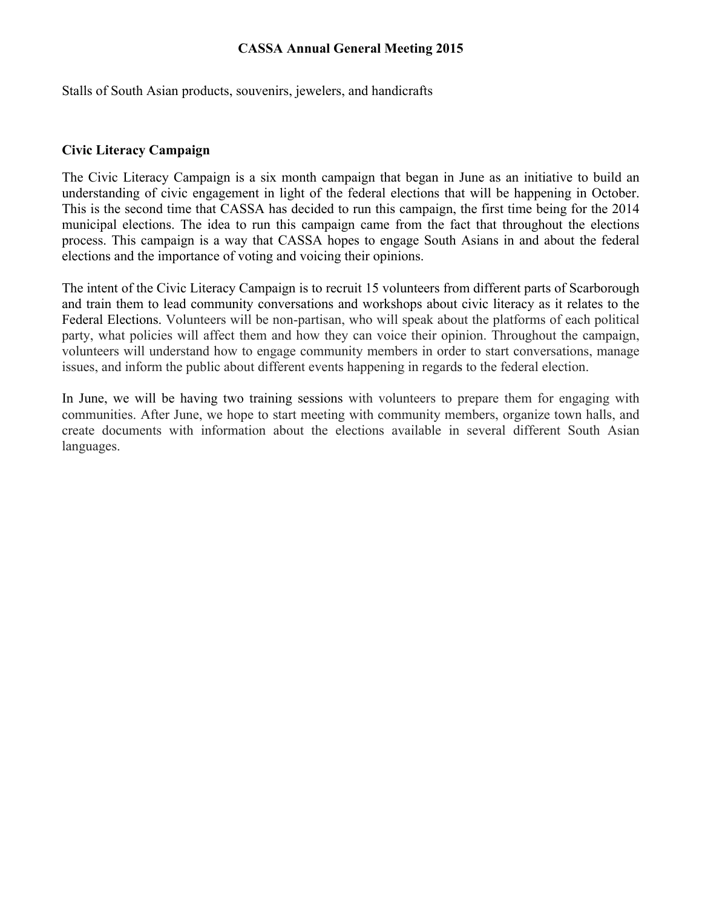CASSA Annual General Meeting 2015

Stalls of South Asian products, souvenirs, jewelers, and handicrafts

**Civic Literacy Campaign**

The Civic Literacy Campaign is a six month campaign that began in June as an initiative to build an understanding of civic engagement in light of the federal elections that will be happening in October. This is the second time that CASSA has decided to run this campaign, the first time being for the 2014 municipal elections. The idea to run this campaign came from the fact that throughout the elections process. This campaign is a way that CASSA hopes to engage South Asians in and about the federal elections and the importance of voting and voicing their opinions.

The intent of the Civic Literacy Campaign is to recruit 15 volunteers from different parts of Scarborough and train them to lead community conversations and workshops about civic literacy as it relates to the Federal Elections. Volunteers will be non-partisan, who will speak about the platforms of each political party, what policies will affect them and how they can voice their opinion. Throughout the campaign, volunteers will understand how to engage community members in order to start conversations, manage issues, and inform the public about different events happening in regards to the federal election.

In June, we will be having two training sessions with volunteers to prepare them for engaging with communities. After June, we hope to start meeting with community members, organize town halls, and create documents with information about the elections available in several different South Asian languages.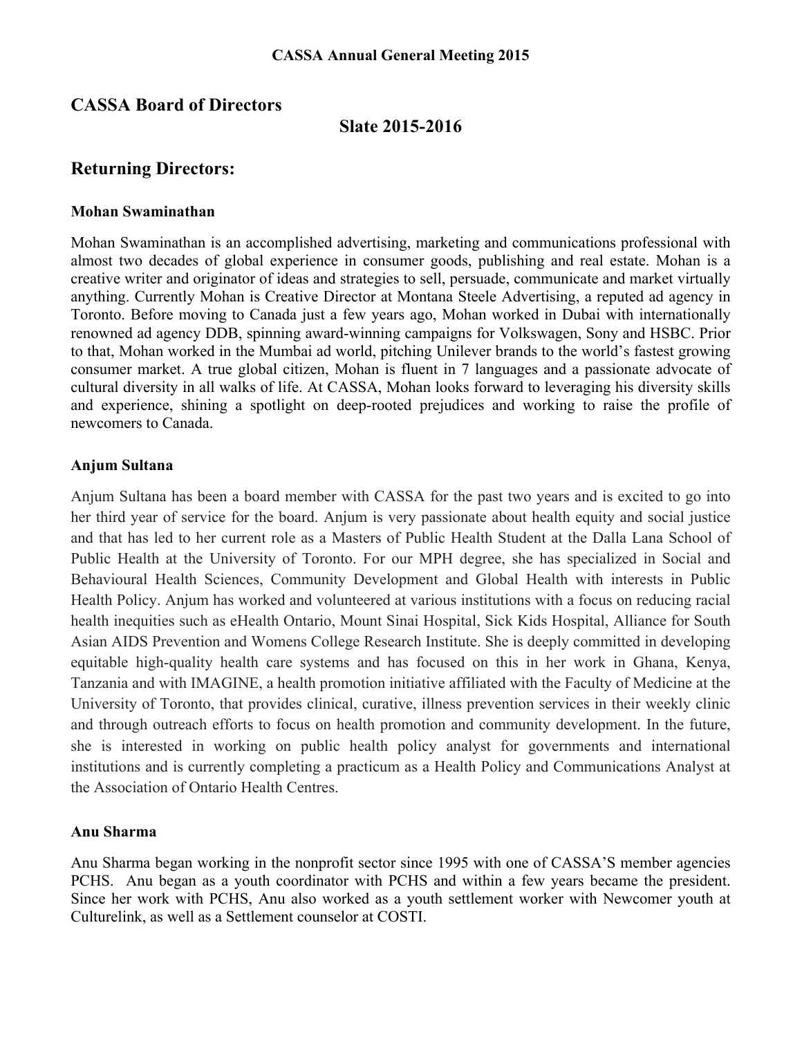**CASSA Annual General Meeting 2015**

## CASSA Board of Directors

## Slate 2015-2016

## Returning Directors:

### Mohan Swaminathan

Mohan Swaminathan is an accomplished advertising, marketing and communications professional with almost two decades of global experience in consumer goods, publishing and real estate. Mohan is a creative writer and originator of ideas and strategies to sell, persuade, communicate and market virtually anything. Currently Mohan is Creative Director at Montana Steele Advertising, a reputed ad agency in Toronto. Before moving to Canada just a few years ago, Mohan worked in Dubai with internationally renowned ad agency DDB, spinning award-winning campaigns for Volkswagen, Sony and HSBC. Prior to that, Mohan worked in the Mumbai ad world, pitching Unilever brands to the world's fastest growing consumer market. A true global citizen, Mohan is fluent in 7 languages and a passionate advocate of cultural diversity in all walks of life. At CASSA, Mohan looks forward to leveraging his diversity skills and experience, shining a spotlight on deep-rooted prejudices and working to raise the profile of newcomers to Canada.

### Anjum Sultana

Anjum Sultana has been a board member with CASSA for the past two years and is excited to go into her third year of service for the board. Anjum is very passionate about health equity and social justice and that has led to her current role as a Masters of Public Health Student at the Dalla Lana School of Public Health at the University of Toronto. For our MPH degree, she has specialized in Social and Behavioural Health Sciences, Community Development and Global Health with interests in Public Health Policy. Anjum has worked and volunteered at various institutions with a focus on reducing racial health inequities such as eHealth Ontario, Mount Sinai Hospital, Sick Kids Hospital, Alliance for South Asian AIDS Prevention and Womens College Research Institute. She is deeply committed in developing equitable high-quality health care systems and has focused on this in her work in Ghana, Kenya, Tanzania and with IMAGINE, a health promotion initiative affiliated with the Faculty of Medicine at the University of Toronto, that provides clinical, curative, illness prevention services in their weekly clinic and through outreach efforts to focus on health promotion and community development. In the future, she is interested in working on public health policy analyst for governments and international institutions and is currently completing a practicum as a Health Policy and Communications Analyst at the Association of Ontario Health Centres.

### Anu Sharma

Anu Sharma began working in the nonprofit sector since 1995 with one of CASSA'S member agencies PCHS. Anu began as a youth coordinator with PCHS and within a few years became the president. Since her work with PCHS, Anu also worked as a youth settlement worker with Newcomer youth at Culturelink, as well as a Settlement counselor at COSTI.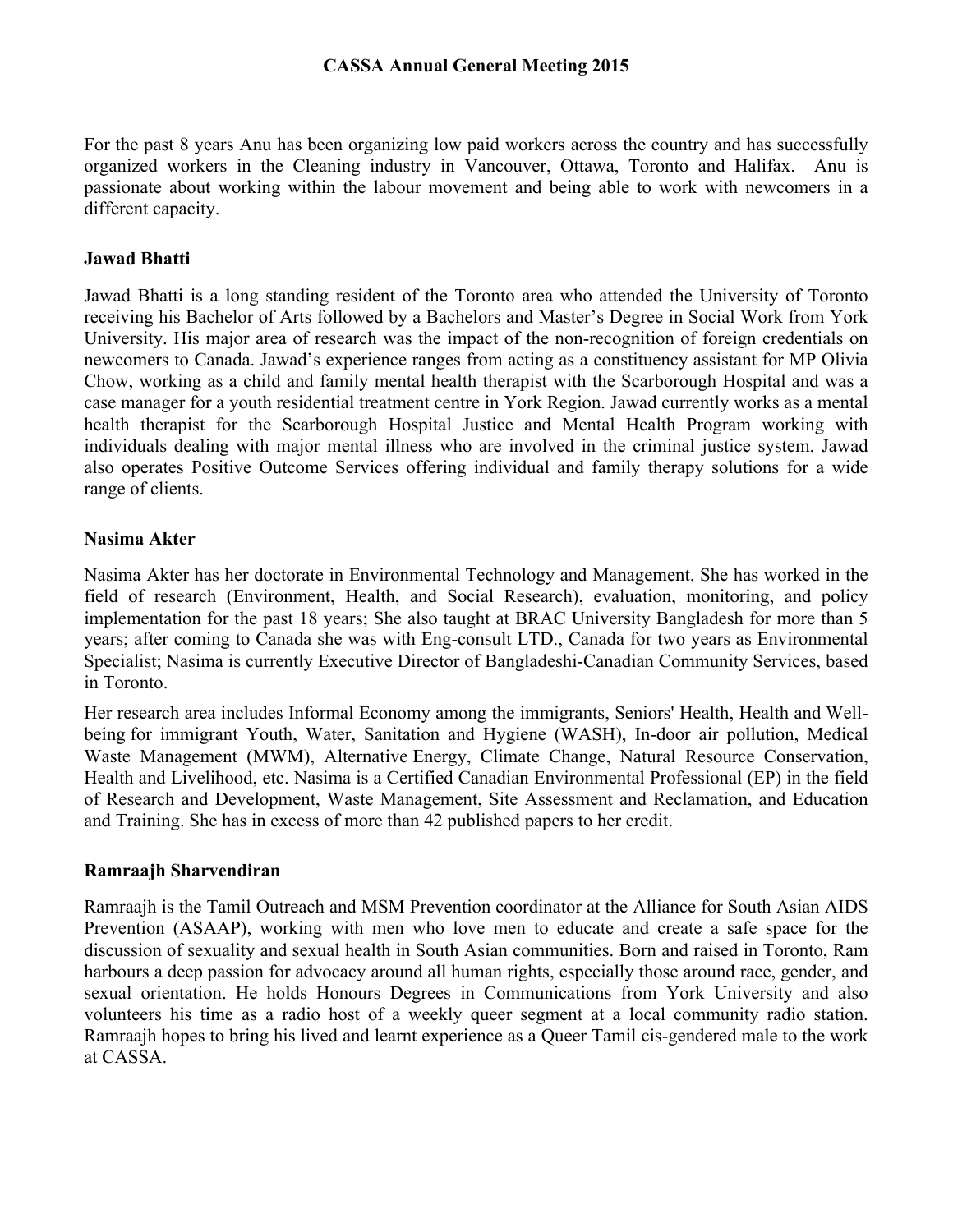For the past 8 years Anu has been organizing low paid workers across the country and has successfully organized workers in the Cleaning industry in Vancouver, Ottawa, Toronto and Halifax.  Anu is passionate about working within the labour movement and being able to work with newcomers in a different capacity.

**Jawad Bhatti**

Jawad Bhatti is a long standing resident of the Toronto area who attended the University of Toronto receiving his Bachelor of Arts followed by a Bachelors and Master's Degree in Social Work from York University. His major area of research was the impact of the non-recognition of foreign credentials on newcomers to Canada. Jawad's experience ranges from acting as a constituency assistant for MP Olivia Chow, working as a child and family mental health therapist with the Scarborough Hospital and was a case manager for a youth residential treatment centre in York Region. Jawad currently works as a mental health therapist for the Scarborough Hospital Justice and Mental Health Program working with individuals dealing with major mental illness who are involved in the criminal justice system. Jawad also operates Positive Outcome Services offering individual and family therapy solutions for a wide range of clients.

**Nasima Akter**

Nasima Akter has her doctorate in Environmental Technology and Management. She has worked in the field of research (Environment, Health, and Social Research), evaluation, monitoring, and policy implementation for the past 18 years; She also taught at BRAC University Bangladesh for more than 5 years; after coming to Canada she was with Eng-consult LTD., Canada for two years as Environmental Specialist; Nasima is currently Executive Director of Bangladeshi-Canadian Community Services, based in Toronto.

Her research area includes Informal Economy among the immigrants, Seniors' Health, Health and Well-being for immigrant Youth, Water, Sanitation and Hygiene (WASH), In-door air pollution, Medical Waste Management (MWM), Alternative Energy, Climate Change, Natural Resource Conservation, Health and Livelihood, etc. Nasima is a Certified Canadian Environmental Professional (EP) in the field of Research and Development, Waste Management, Site Assessment and Reclamation, and Education and Training. She has in excess of more than 42 published papers to her credit.

**Ramraajh Sharvendiran**

Ramraajh is the Tamil Outreach and MSM Prevention coordinator at the Alliance for South Asian AIDS Prevention (ASAAP), working with men who love men to educate and create a safe space for the discussion of sexuality and sexual health in South Asian communities. Born and raised in Toronto, Ram harbours a deep passion for advocacy around all human rights, especially those around race, gender, and sexual orientation. He holds Honours Degrees in Communications from York University and also volunteers his time as a radio host of a weekly queer segment at a local community radio station. Ramraajh hopes to bring his lived and learnt experience as a Queer Tamil cis-gendered male to the work at CASSA.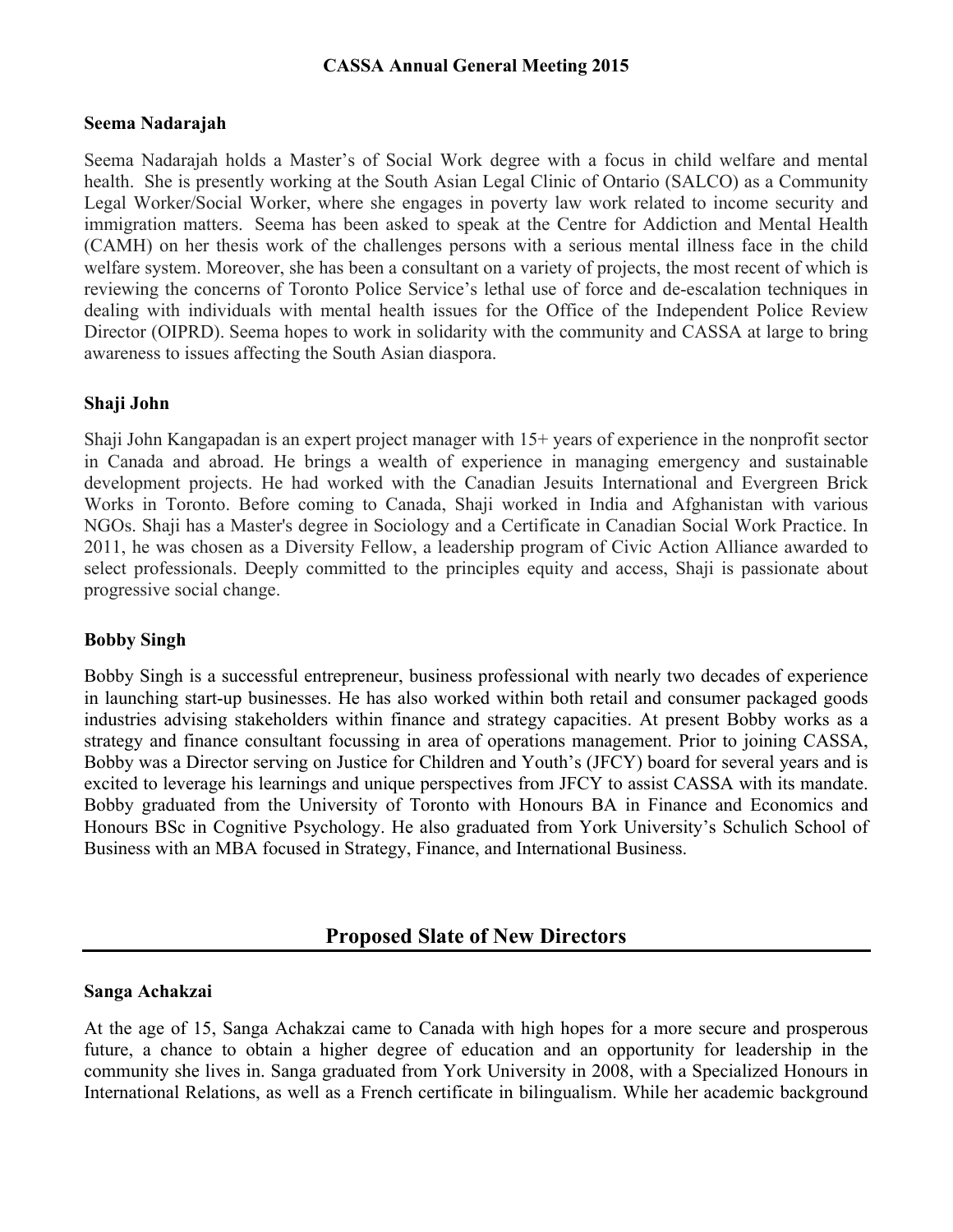### Seema Nadarajah

Seema Nadarajah holds a Master's of Social Work degree with a focus in child welfare and mental health. She is presently working at the South Asian Legal Clinic of Ontario (SALCO) as a Community Legal Worker/Social Worker, where she engages in poverty law work related to income security and immigration matters. Seema has been asked to speak at the Centre for Addiction and Mental Health (CAMH) on her thesis work of the challenges persons with a serious mental illness face in the child welfare system. Moreover, she has been a consultant on a variety of projects, the most recent of which is reviewing the concerns of Toronto Police Service's lethal use of force and de-escalation techniques in dealing with individuals with mental health issues for the Office of the Independent Police Review Director (OIPRD). Seema hopes to work in solidarity with the community and CASSA at large to bring awareness to issues affecting the South Asian diaspora.

### Shaji John

Shaji John Kangapadan is an expert project manager with 15+ years of experience in the nonprofit sector in Canada and abroad. He brings a wealth of experience in managing emergency and sustainable development projects. He had worked with the Canadian Jesuits International and Evergreen Brick Works in Toronto. Before coming to Canada, Shaji worked in India and Afghanistan with various NGOs. Shaji has a Master's degree in Sociology and a Certificate in Canadian Social Work Practice. In 2011, he was chosen as a Diversity Fellow, a leadership program of Civic Action Alliance awarded to select professionals. Deeply committed to the principles equity and access, Shaji is passionate about progressive social change.

### Bobby Singh

Bobby Singh is a successful entrepreneur, business professional with nearly two decades of experience in launching start-up businesses. He has also worked within both retail and consumer packaged goods industries advising stakeholders within finance and strategy capacities. At present Bobby works as a strategy and finance consultant focussing in area of operations management. Prior to joining CASSA, Bobby was a Director serving on Justice for Children and Youth's (JFCY) board for several years and is excited to leverage his learnings and unique perspectives from JFCY to assist CASSA with its mandate. Bobby graduated from the University of Toronto with Honours BA in Finance and Economics and Honours BSc in Cognitive Psychology. He also graduated from York University's Schulich School of Business with an MBA focused in Strategy, Finance, and International Business.

## Proposed Slate of New Directors

### Sanga Achakzai

At the age of 15, Sanga Achakzai came to Canada with high hopes for a more secure and prosperous future, a chance to obtain a higher degree of education and an opportunity for leadership in the community she lives in. Sanga graduated from York University in 2008, with a Specialized Honours in International Relations, as well as a French certificate in bilingualism. While her academic background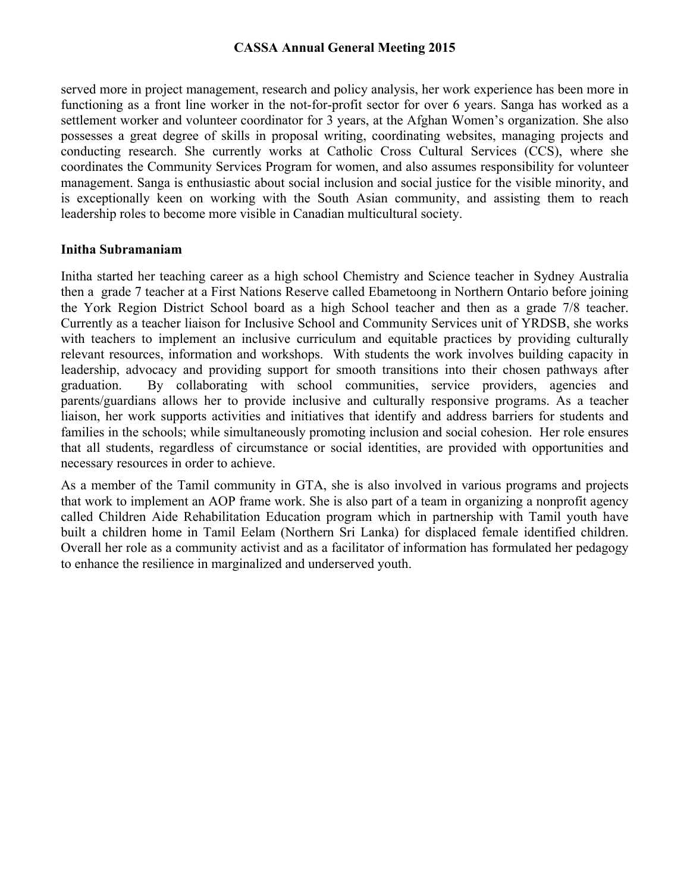served more in project management, research and policy analysis, her work experience has been more in functioning as a front line worker in the not-for-profit sector for over 6 years. Sanga has worked as a settlement worker and volunteer coordinator for 3 years, at the Afghan Women's organization. She also possesses a great degree of skills in proposal writing, coordinating websites, managing projects and conducting research. She currently works at Catholic Cross Cultural Services (CCS), where she coordinates the Community Services Program for women, and also assumes responsibility for volunteer management. Sanga is enthusiastic about social inclusion and social justice for the visible minority, and is exceptionally keen on working with the South Asian community, and assisting them to reach leadership roles to become more visible in Canadian multicultural society.

**Initha Subramaniam**

Initha started her teaching career as a high school Chemistry and Science teacher in Sydney Australia then a grade 7 teacher at a First Nations Reserve called Ebametoong in Northern Ontario before joining the York Region District School board as a high School teacher and then as a grade 7/8 teacher. Currently as a teacher liaison for Inclusive School and Community Services unit of YRDSB, she works with teachers to implement an inclusive curriculum and equitable practices by providing culturally relevant resources, information and workshops. With students the work involves building capacity in leadership, advocacy and providing support for smooth transitions into their chosen pathways after graduation. By collaborating with school communities, service providers, agencies and parents/guardians allows her to provide inclusive and culturally responsive programs. As a teacher liaison, her work supports activities and initiatives that identify and address barriers for students and families in the schools; while simultaneously promoting inclusion and social cohesion. Her role ensures that all students, regardless of circumstance or social identities, are provided with opportunities and necessary resources in order to achieve.

As a member of the Tamil community in GTA, she is also involved in various programs and projects that work to implement an AOP frame work. She is also part of a team in organizing a nonprofit agency called Children Aide Rehabilitation Education program which in partnership with Tamil youth have built a children home in Tamil Eelam (Northern Sri Lanka) for displaced female identified children. Overall her role as a community activist and as a facilitator of information has formulated her pedagogy to enhance the resilience in marginalized and underserved youth.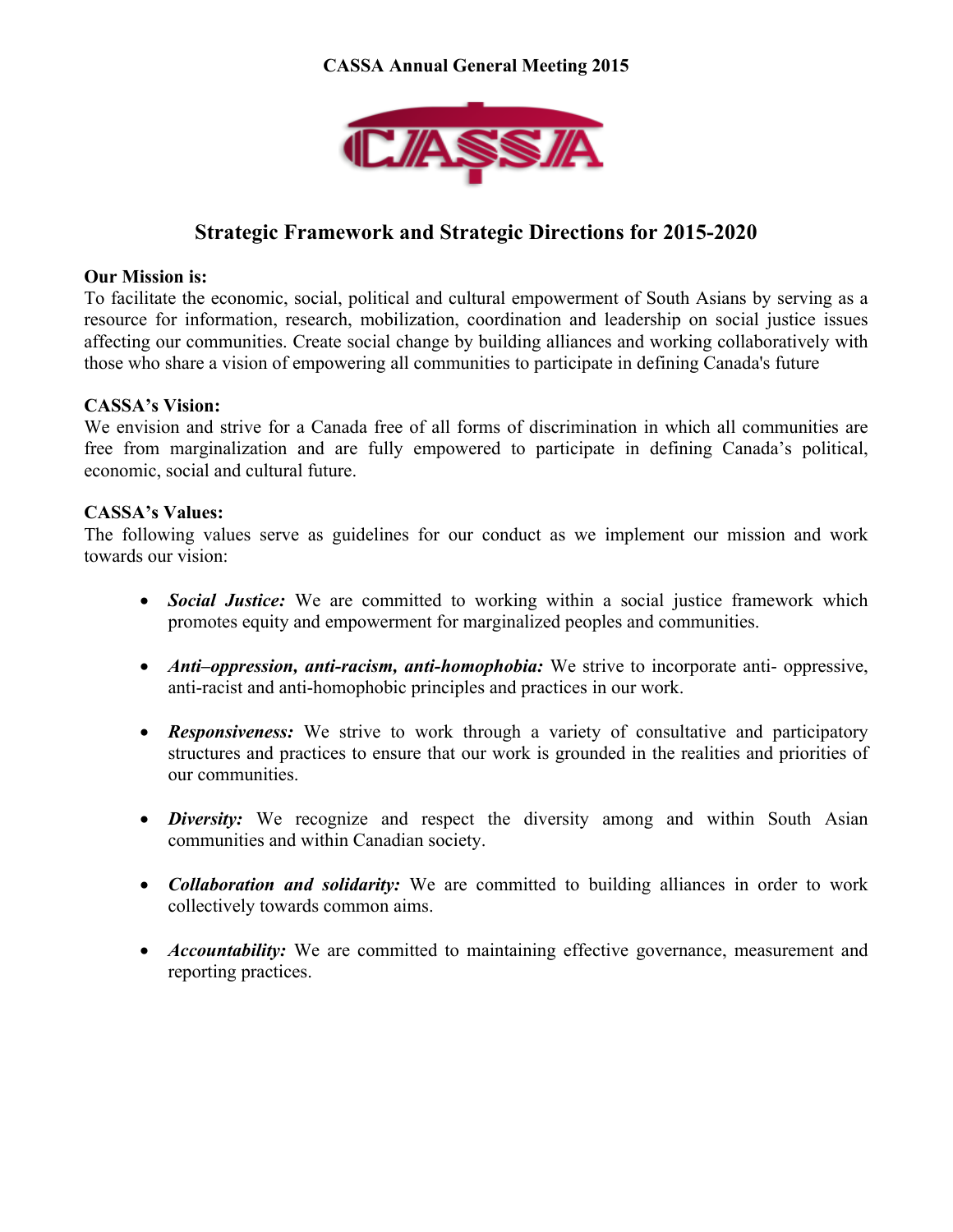**CASSA Annual General Meeting 2015**

## Strategic Framework and Strategic Directions for 2015-2020

**Our Mission is:**

To facilitate the economic, social, political and cultural empowerment of South Asians by serving as a resource for information, research, mobilization, coordination and leadership on social justice issues affecting our communities. Create social change by building alliances and working collaboratively with those who share a vision of empowering all communities to participate in defining Canada's future

**CASSA's Vision:**

We envision and strive for a Canada free of all forms of discrimination in which all communities are free from marginalization and are fully empowered to participate in defining Canada's political, economic, social and cultural future.

**CASSA's Values:**

The following values serve as guidelines for our conduct as we implement our mission and work towards our vision:

- ***Social Justice:*** We are committed to working within a social justice framework which promotes equity and empowerment for marginalized peoples and communities.

- ***Anti–oppression, anti-racism, anti-homophobia:*** We strive to incorporate anti- oppressive, anti-racist and anti-homophobic principles and practices in our work.

- ***Responsiveness:*** We strive to work through a variety of consultative and participatory structures and practices to ensure that our work is grounded in the realities and priorities of our communities.

- ***Diversity:*** We recognize and respect the diversity among and within South Asian communities and within Canadian society.

- ***Collaboration and solidarity:*** We are committed to building alliances in order to work collectively towards common aims.

- ***Accountability:*** We are committed to maintaining effective governance, measurement and reporting practices.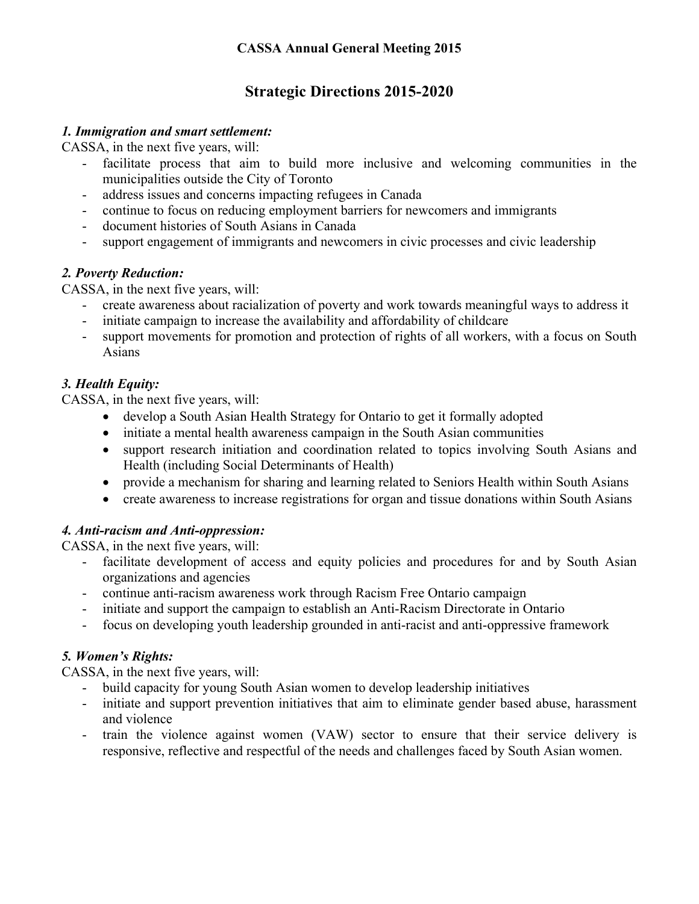**CASSA Annual General Meeting 2015**

# Strategic Directions 2015-2020

***1. Immigration and smart settlement:***

CASSA, in the next five years, will:

- facilitate process that aim to build more inclusive and welcoming communities in the municipalities outside the City of Toronto
- address issues and concerns impacting refugees in Canada
- continue to focus on reducing employment barriers for newcomers and immigrants
- document histories of South Asians in Canada
- support engagement of immigrants and newcomers in civic processes and civic leadership

***2. Poverty Reduction:***

CASSA, in the next five years, will:

- create awareness about racialization of poverty and work towards meaningful ways to address it
- initiate campaign to increase the availability and affordability of childcare
- support movements for promotion and protection of rights of all workers, with a focus on South Asians

***3. Health Equity:***

CASSA, in the next five years, will:

- develop a South Asian Health Strategy for Ontario to get it formally adopted
- initiate a mental health awareness campaign in the South Asian communities
- support research initiation and coordination related to topics involving South Asians and Health (including Social Determinants of Health)
- provide a mechanism for sharing and learning related to Seniors Health within South Asians
- create awareness to increase registrations for organ and tissue donations within South Asians

***4. Anti-racism and Anti-oppression:***

CASSA, in the next five years, will:

- facilitate development of access and equity policies and procedures for and by South Asian organizations and agencies
- continue anti-racism awareness work through Racism Free Ontario campaign
- initiate and support the campaign to establish an Anti-Racism Directorate in Ontario
- focus on developing youth leadership grounded in anti-racist and anti-oppressive framework

***5. Women's Rights:***

CASSA, in the next five years, will:

- build capacity for young South Asian women to develop leadership initiatives
- initiate and support prevention initiatives that aim to eliminate gender based abuse, harassment and violence
- train the violence against women (VAW) sector to ensure that their service delivery is responsive, reflective and respectful of the needs and challenges faced by South Asian women.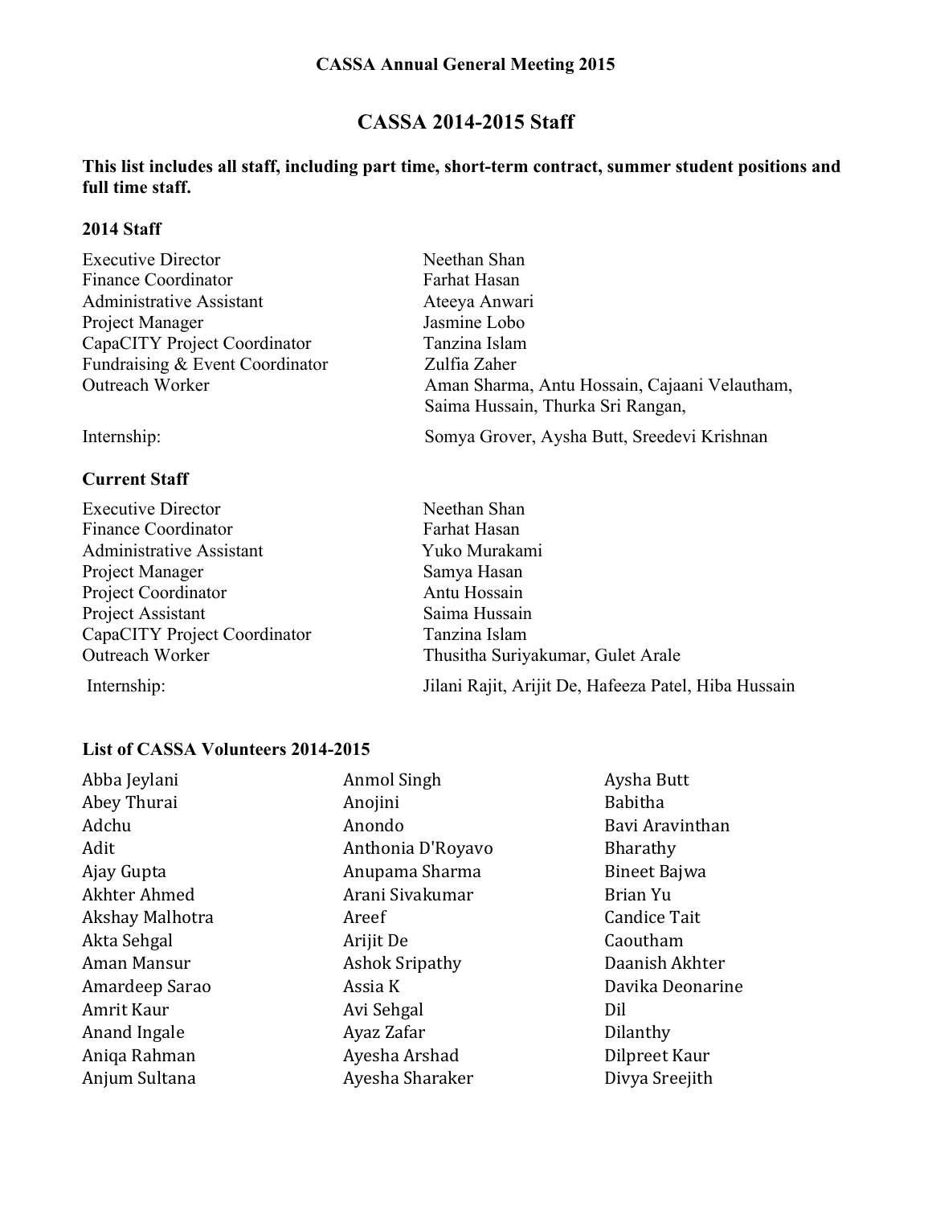**CASSA Annual General Meeting 2015**

# CASSA 2014-2015 Staff

**This list includes all staff, including part time, short-term contract, summer student positions and full time staff.**

## 2014 Staff

| | |
|---|---|
| Executive Director | Neethan Shan |
| Finance Coordinator | Farhat Hasan |
| Administrative Assistant | Ateeya Anwari |
| Project Manager | Jasmine Lobo |
| CapaCITY Project Coordinator | Tanzina Islam |
| Fundraising & Event Coordinator | Zulfia Zaher |
| Outreach Worker | Aman Sharma, Antu Hossain, Cajaani Velautham, Saima Hussain, Thurka Sri Rangan, |
| Internship: | Somya Grover, Aysha Butt, Sreedevi Krishnan |

## Current Staff

| | |
|---|---|
| Executive Director | Neethan Shan |
| Finance Coordinator | Farhat Hasan |
| Administrative Assistant | Yuko Murakami |
| Project Manager | Samya Hasan |
| Project Coordinator | Antu Hossain |
| Project Assistant | Saima Hussain |
| CapaCITY Project Coordinator | Tanzina Islam |
| Outreach Worker | Thusitha Suriyakumar, Gulet Arale |
| Internship: | Jilani Rajit, Arijit De, Hafeeza Patel, Hiba Hussain |

## List of CASSA Volunteers 2014-2015

- Abba Jeylani
- Abey Thurai
- Adchu
- Adit
- Ajay Gupta
- Akhter Ahmed
- Akshay Malhotra
- Akta Sehgal
- Aman Mansur
- Amardeep Sarao
- Amrit Kaur
- Anand Ingale
- Aniqa Rahman
- Anjum Sultana
- Anmol Singh
- Anojini
- Anondo
- Anthonia D'Royavo
- Anupama Sharma
- Arani Sivakumar
- Areef
- Arijit De
- Ashok Sripathy
- Assia K
- Avi Sehgal
- Ayaz Zafar
- Ayesha Arshad
- Ayesha Sharaker
- Aysha Butt
- Babitha
- Bavi Aravinthan
- Bharathy
- Bineet Bajwa
- Brian Yu
- Candice Tait
- Caoutham
- Daanish Akhter
- Davika Deonarine
- Dil
- Dilanthy
- Dilpreet Kaur
- Divya Sreejith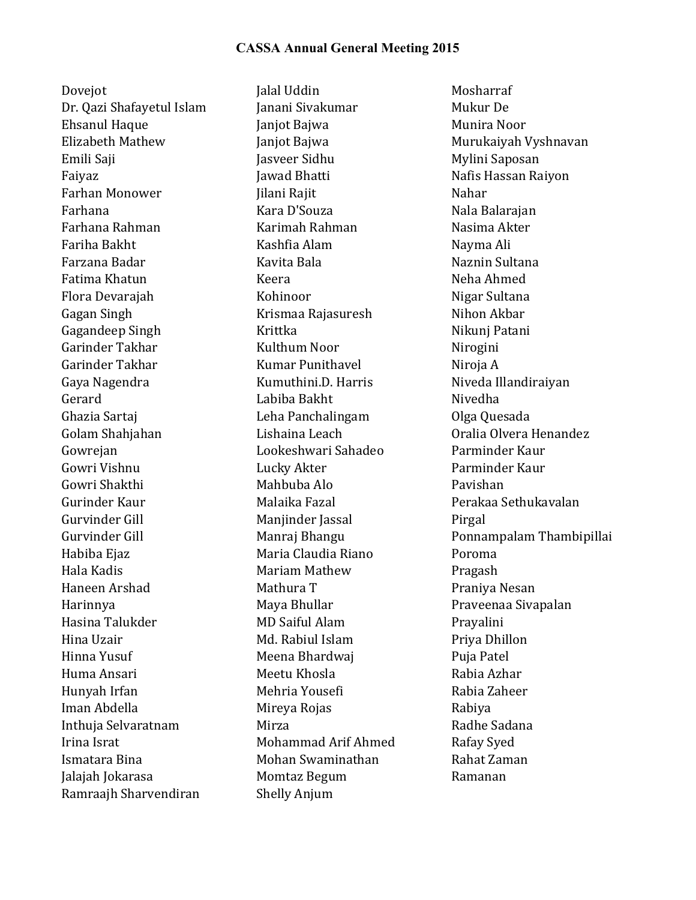**CASSA Annual General Meeting 2015**

Dovejot
Dr. Qazi Shafayetul Islam
Ehsanul Haque
Elizabeth Mathew
Emili Saji
Faiyaz
Farhan Monower
Farhana
Farhana Rahman
Fariha Bakht
Farzana Badar
Fatima Khatun
Flora Devarajah
Gagan Singh
Gagandeep Singh
Garinder Takhar
Garinder Takhar
Gaya Nagendra
Gerard
Ghazia Sartaj
Golam Shahjahan
Gowrejan
Gowri Vishnu
Gowri Shakthi
Gurinder Kaur
Gurvinder Gill
Gurvinder Gill
Habiba Ejaz
Hala Kadis
Haneen Arshad
Harinnya
Hasina Talukder
Hina Uzair
Hinna Yusuf
Huma Ansari
Hunyah Irfan
Iman Abdella
Inthuja Selvaratnam
Irina Israt
Ismatara Bina
Jalajah Jokarasa
Ramraajh Sharvendiran
Jalal Uddin
Janani Sivakumar
Janjot Bajwa
Janjot Bajwa
Jasveer Sidhu
Jawad Bhatti
Jilani Rajit
Kara D'Souza
Karimah Rahman
Kashfia Alam
Kavita Bala
Keera
Kohinoor
Krismaa Rajasuresh
Krittka
Kulthum Noor
Kumar Punithavel
Kumuthini.D. Harris
Labiba Bakht
Leha Panchalingam
Lishaina Leach
Lookeshwari Sahadeo
Lucky Akter
Mahbuba Alo
Malaika Fazal
Manjinder Jassal
Manraj Bhangu
Maria Claudia Riano
Mariam Mathew
Mathura T
Maya Bhullar
MD Saiful Alam
Md. Rabiul Islam
Meena Bhardwaj
Meetu Khosla
Mehria Yousefi
Mireya Rojas
Mirza
Mohammad Arif Ahmed
Mohan Swaminathan
Momtaz Begum
Shelly Anjum
Mosharraf
Mukur De
Munira Noor
Murukaiyah Vyshnavan
Mylini Saposan
Nafis Hassan Raiyon
Nahar
Nala Balarajan
Nasima Akter
Nayma Ali
Naznin Sultana
Neha Ahmed
Nigar Sultana
Nihon Akbar
Nikunj Patani
Nirogini
Niroja A
Niveda Illandiraiyan
Nivedha
Olga Quesada
Oralia Olvera Henandez
Parminder Kaur
Parminder Kaur
Pavishan
Perakaa Sethukavalan
Pirgal
Ponnampalam Thambipillai
Poroma
Pragash
Praniya Nesan
Praveenaa Sivapalan
Prayalini
Priya Dhillon
Puja Patel
Rabia Azhar
Rabia Zaheer
Rabiya
Radhe Sadana
Rafay Syed
Rahat Zaman
Ramanan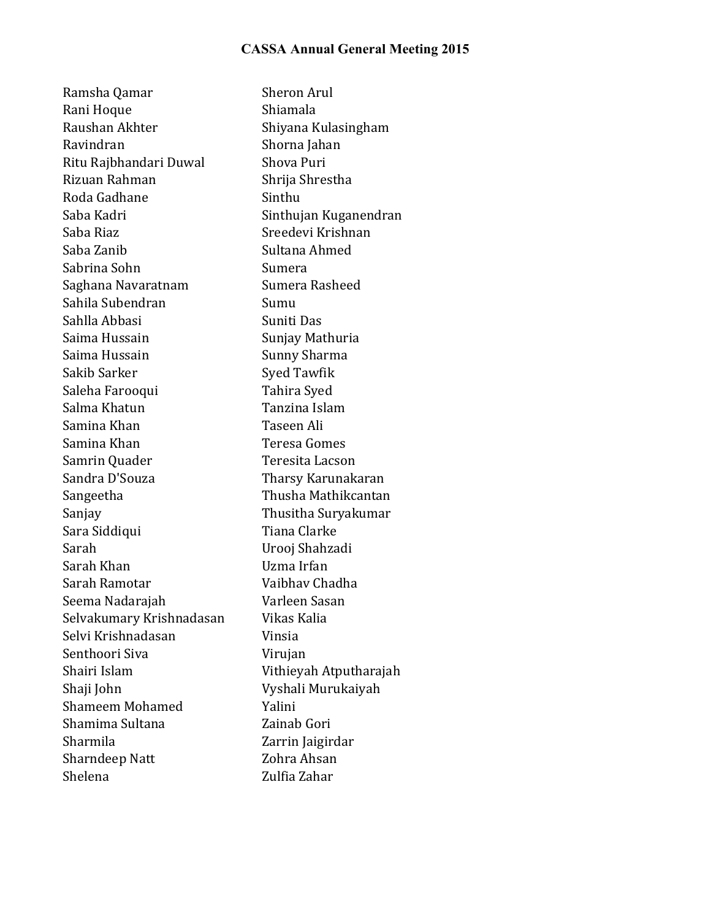**CASSA Annual General Meeting 2015**

Ramsha Qamar
Rani Hoque
Raushan Akhter
Ravindran
Ritu Rajbhandari Duwal
Rizuan Rahman
Roda Gadhane
Saba Kadri
Saba Riaz
Saba Zanib
Sabrina Sohn
Saghana Navaratnam
Sahila Subendran
Sahlla Abbasi
Saima Hussain
Saima Hussain
Sakib Sarker
Saleha Farooqui
Salma Khatun
Samina Khan
Samina Khan
Samrin Quader
Sandra D'Souza
Sangeetha
Sanjay
Sara Siddiqui
Sarah
Sarah Khan
Sarah Ramotar
Seema Nadarajah
Selvakumary Krishnadasan
Selvi Krishnadasan
Senthoori Siva
Shairi Islam
Shaji John
Shameem Mohamed
Shamima Sultana
Sharmila
Sharndeep Natt
Shelena
Sheron Arul
Shiamala
Shiyana Kulasingham
Shorna Jahan
Shova Puri
Shrija Shrestha
Sinthu
Sinthujan Kuganendran
Sreedevi Krishnan
Sultana Ahmed
Sumera
Sumera Rasheed
Sumu
Suniti Das
Sunjay Mathuria
Sunny Sharma
Syed Tawfik
Tahira Syed
Tanzina Islam
Taseen Ali
Teresa Gomes
Teresita Lacson
Tharsy Karunakaran
Thusha Mathikcantan
Thusitha Suryakumar
Tiana Clarke
Urooj Shahzadi
Uzma Irfan
Vaibhav Chadha
Varleen Sasan
Vikas Kalia
Vinsia
Virujan
Vithieyah Atputharajah
Vyshali Murukaiyah
Yalini
Zainab Gori
Zarrin Jaigirdar
Zohra Ahsan
Zulfia Zahar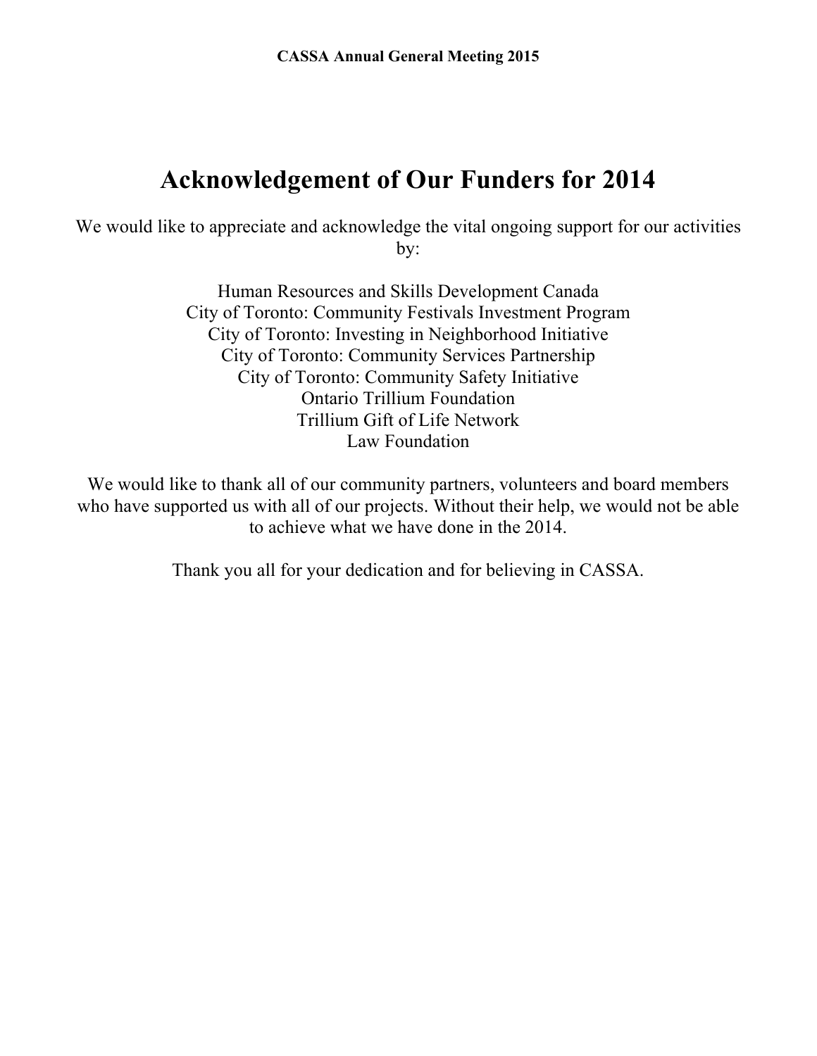# Acknowledgement of Our Funders for 2014

We would like to appreciate and acknowledge the vital ongoing support for our activities by:

Human Resources and Skills Development Canada
City of Toronto: Community Festivals Investment Program
City of Toronto: Investing in Neighborhood Initiative
City of Toronto: Community Services Partnership
City of Toronto: Community Safety Initiative
Ontario Trillium Foundation
Trillium Gift of Life Network
Law Foundation

We would like to thank all of our community partners, volunteers and board members who have supported us with all of our projects. Without their help, we would not be able to achieve what we have done in the 2014.

Thank you all for your dedication and for believing in CASSA.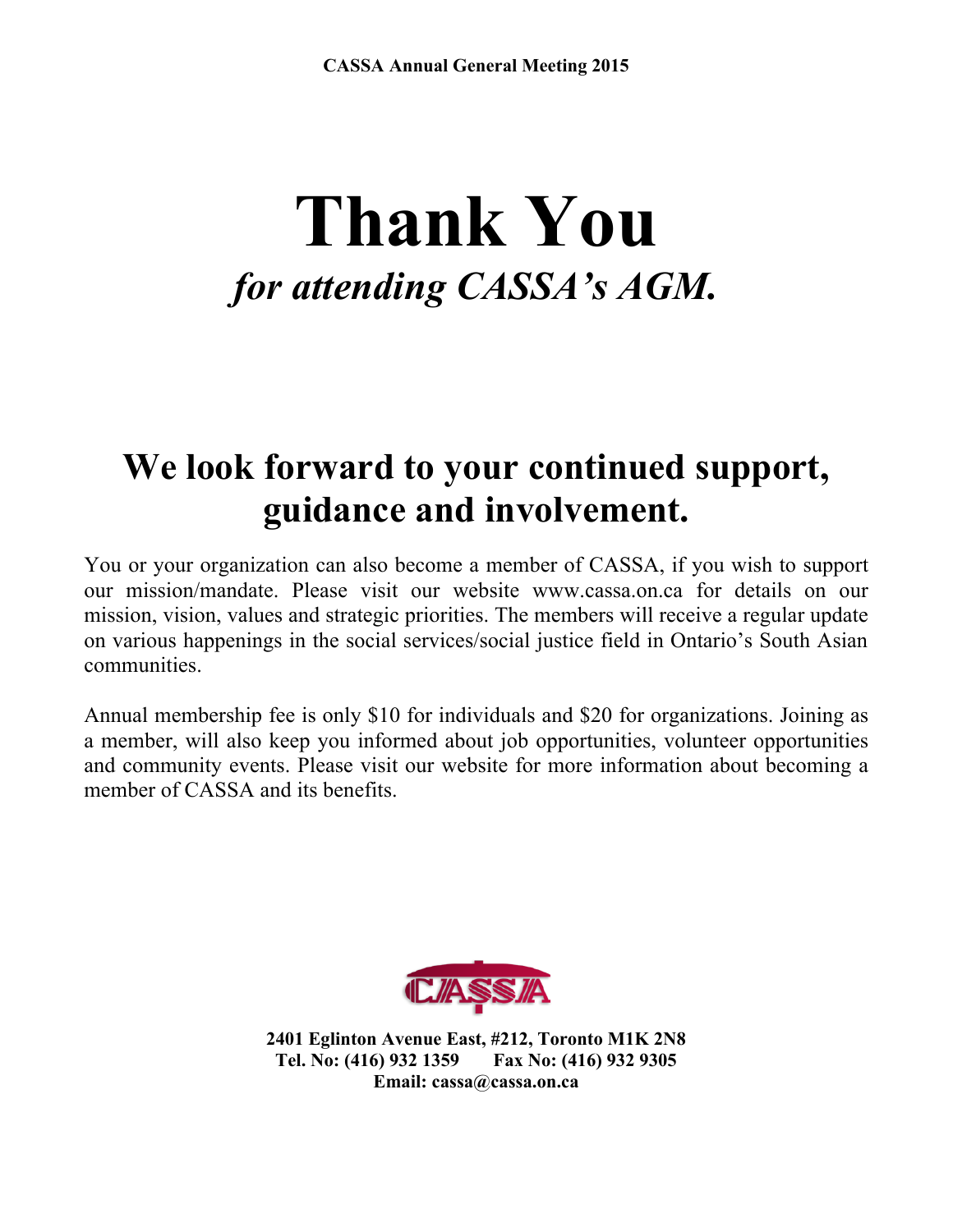# Thank You

## *for attending CASSA's AGM.*

## We look forward to your continued support, guidance and involvement.

You or your organization can also become a member of CASSA, if you wish to support our mission/mandate. Please visit our website www.cassa.on.ca for details on our mission, vision, values and strategic priorities. The members will receive a regular update on various happenings in the social services/social justice field in Ontario's South Asian communities.

Annual membership fee is only $10 for individuals and $20 for organizations. Joining as a member, will also keep you informed about job opportunities, volunteer opportunities and community events. Please visit our website for more information about becoming a member of CASSA and its benefits.

CASSA

**2401 Eglinton Avenue East, #212, Toronto M1K 2N8**
**Tel. No: (416) 932 1359 Fax No: (416) 932 9305**
**Email: cassa@cassa.on.ca**